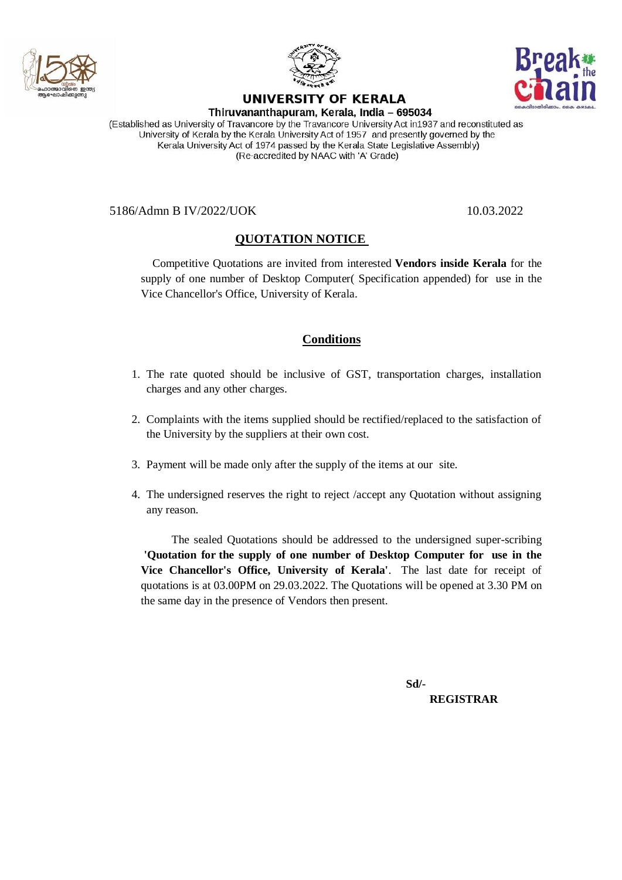# UNIVERSITY OF KERALA

**Thiruvananthapuram, Kerala, India – 695034**

(Established as University of Travancore by the Travancore University Act in1937 and reconstituted as University of Kerala by the Kerala University Act of 1957 and presently governed by the Kerala University Act of 1974 passed by the Kerala State Legislative Assembly)
(Re-accredited by NAAC with 'A' Grade)

5186/Admn B IV/2022/UOK 10.03.2022

## QUOTATION NOTICE

Competitive Quotations are invited from interested **Vendors inside Kerala** for the supply of one number of Desktop Computer( Specification appended) for use in the Vice Chancellor's Office, University of Kerala.

## Conditions

1. The rate quoted should be inclusive of GST, transportation charges, installation charges and any other charges.
2. Complaints with the items supplied should be rectified/replaced to the satisfaction of the University by the suppliers at their own cost.
3. Payment will be made only after the supply of the items at our site.
4. The undersigned reserves the right to reject /accept any Quotation without assigning any reason.

The sealed Quotations should be addressed to the undersigned super-scribing **'Quotation for the supply of one number of Desktop Computer for use in the Vice Chancellor's Office, University of Kerala'**. The last date for receipt of quotations is at 03.00PM on 29.03.2022. The Quotations will be opened at 3.30 PM on the same day in the presence of Vendors then present.

**Sd/-**

**REGISTRAR**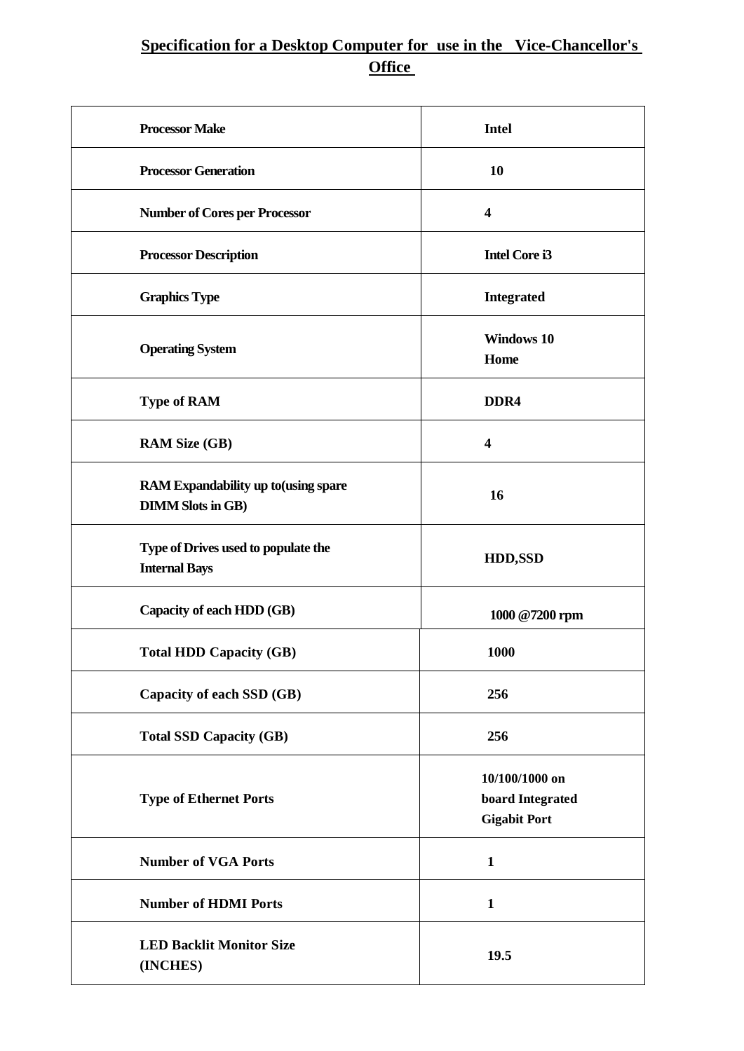**Specification for a Desktop Computer for use in the Vice-Chancellor's Office**

| | |
|---|---|
| **Processor Make** | **Intel** |
| **Processor Generation** | **10** |
| **Number of Cores per Processor** | **4** |
| **Processor Description** | **Intel Core i3** |
| **Graphics Type** | **Integrated** |
| **Operating System** | **Windows 10 Home** |
| **Type of RAM** | **DDR4** |
| **RAM Size (GB)** | **4** |
| **RAM Expandability up to(using spare DIMM Slots in GB)** | **16** |
| **Type of Drives used to populate the Internal Bays** | **HDD,SSD** |
| **Capacity of each HDD (GB)** | **1000 @7200 rpm** |
| **Total HDD Capacity (GB)** | **1000** |
| **Capacity of each SSD (GB)** | **256** |
| **Total SSD Capacity (GB)** | **256** |
| **Type of Ethernet Ports** | **10/100/1000 on board Integrated Gigabit Port** |
| **Number of VGA Ports** | **1** |
| **Number of HDMI Ports** | **1** |
| **LED Backlit Monitor Size (INCHES)** | **19.5** |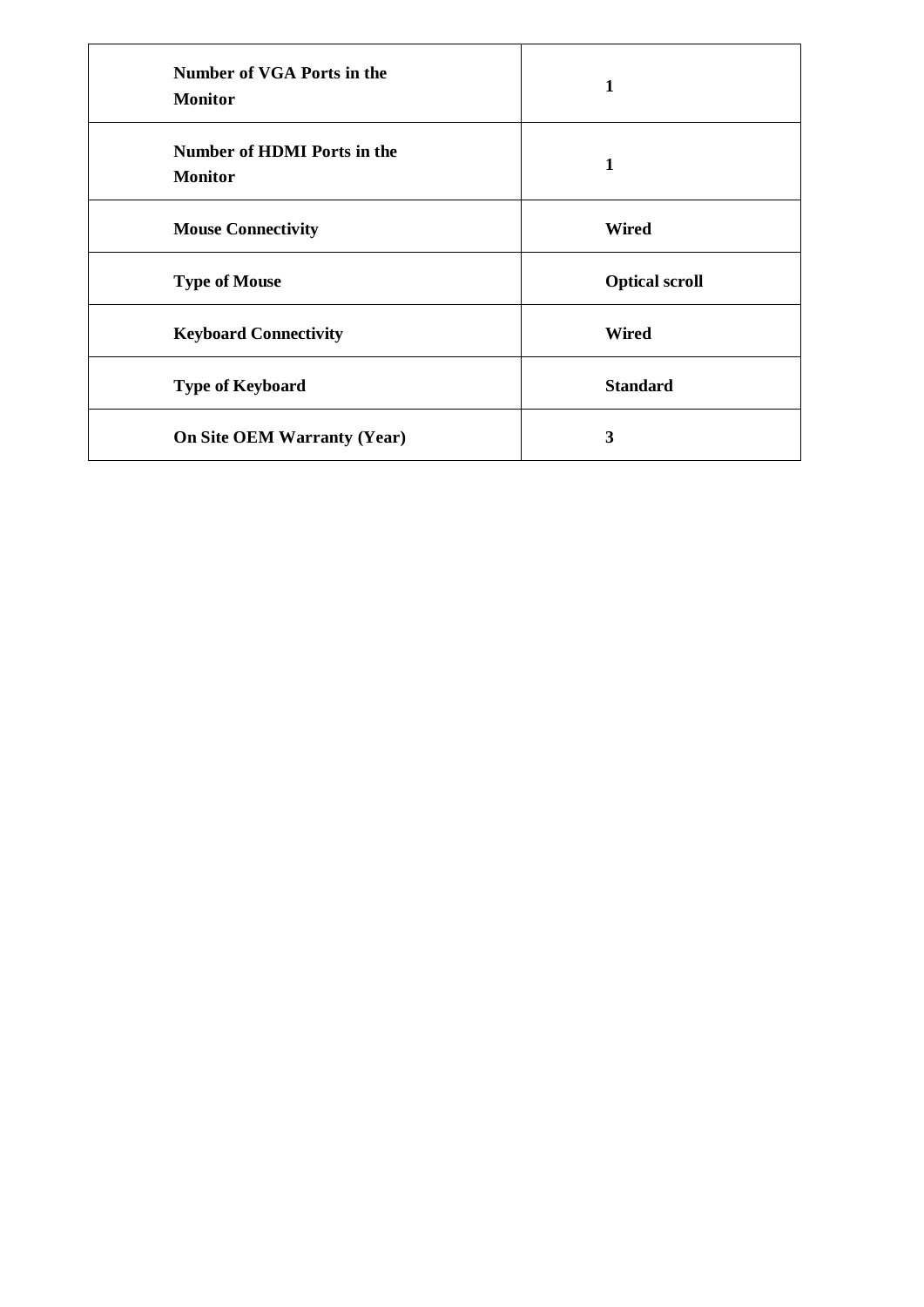| | |
|---|---|
| **Number of VGA Ports in the Monitor** | **1** |
| **Number of HDMI Ports in the Monitor** | **1** |
| **Mouse Connectivity** | **Wired** |
| **Type of Mouse** | **Optical scroll** |
| **Keyboard Connectivity** | **Wired** |
| **Type of Keyboard** | **Standard** |
| **On Site OEM Warranty (Year)** | **3** |